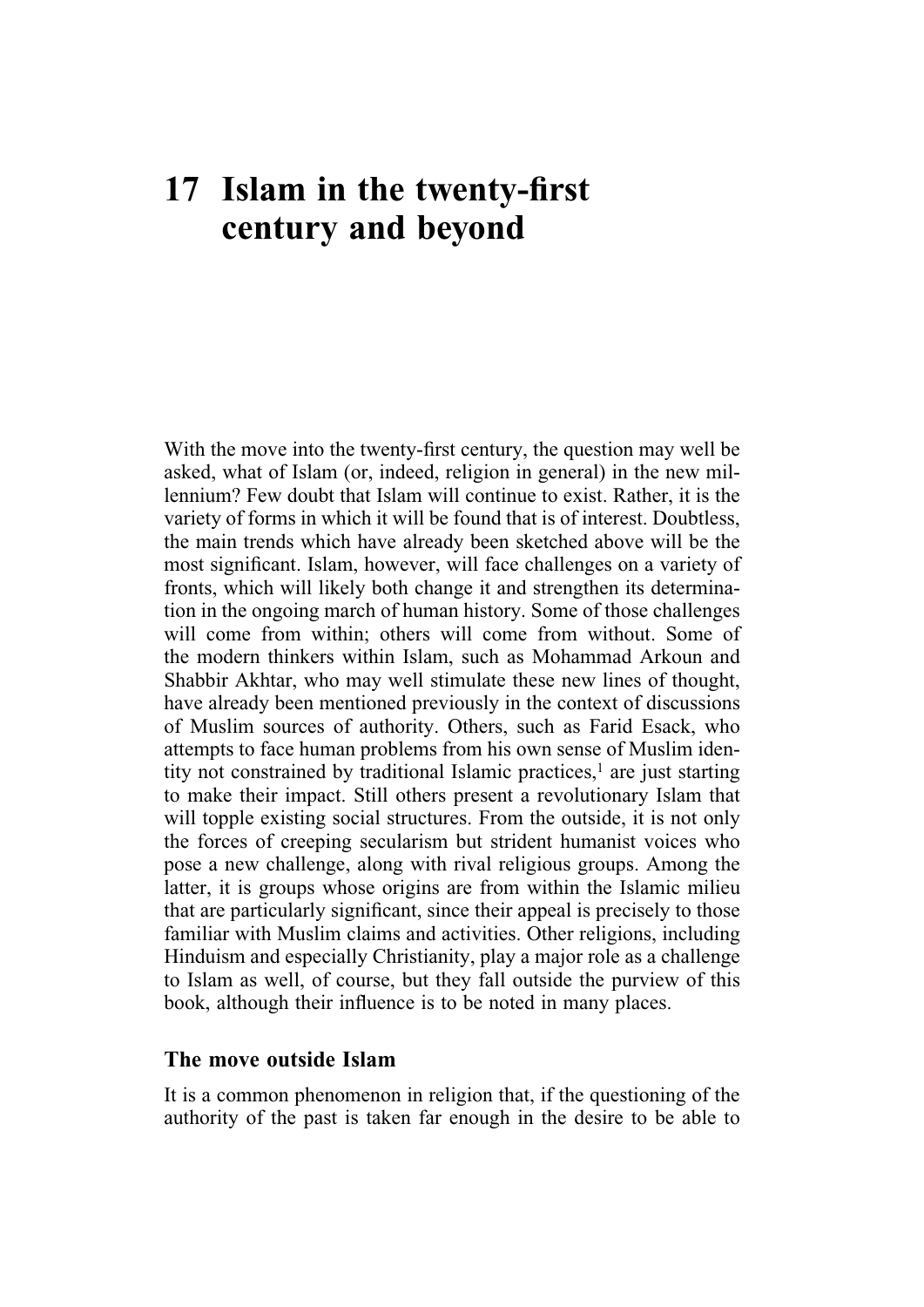# 17 Islam in the twenty-first century and beyond

With the move into the twenty-first century, the question may well be asked, what of Islam (or, indeed, religion in general) in the new millennium? Few doubt that Islam will continue to exist. Rather, it is the variety of forms in which it will be found that is of interest. Doubtless, the main trends which have already been sketched above will be the most significant. Islam, however, will face challenges on a variety of fronts, which will likely both change it and strengthen its determination in the ongoing march of human history. Some of those challenges will come from within; others will come from without. Some of the modern thinkers within Islam, such as Mohammad Arkoun and Shabbir Akhtar, who may well stimulate these new lines of thought, have already been mentioned previously in the context of discussions of Muslim sources of authority. Others, such as Farid Esack, who attempts to face human problems from his own sense of Muslim identity not constrained by traditional Islamic practices,[1] are just starting to make their impact. Still others present a revolutionary Islam that will topple existing social structures. From the outside, it is not only the forces of creeping secularism but strident humanist voices who pose a new challenge, along with rival religious groups. Among the latter, it is groups whose origins are from within the Islamic milieu that are particularly significant, since their appeal is precisely to those familiar with Muslim claims and activities. Other religions, including Hinduism and especially Christianity, play a major role as a challenge to Islam as well, of course, but they fall outside the purview of this book, although their influence is to be noted in many places.

## The move outside Islam

It is a common phenomenon in religion that, if the questioning of the authority of the past is taken far enough in the desire to be able to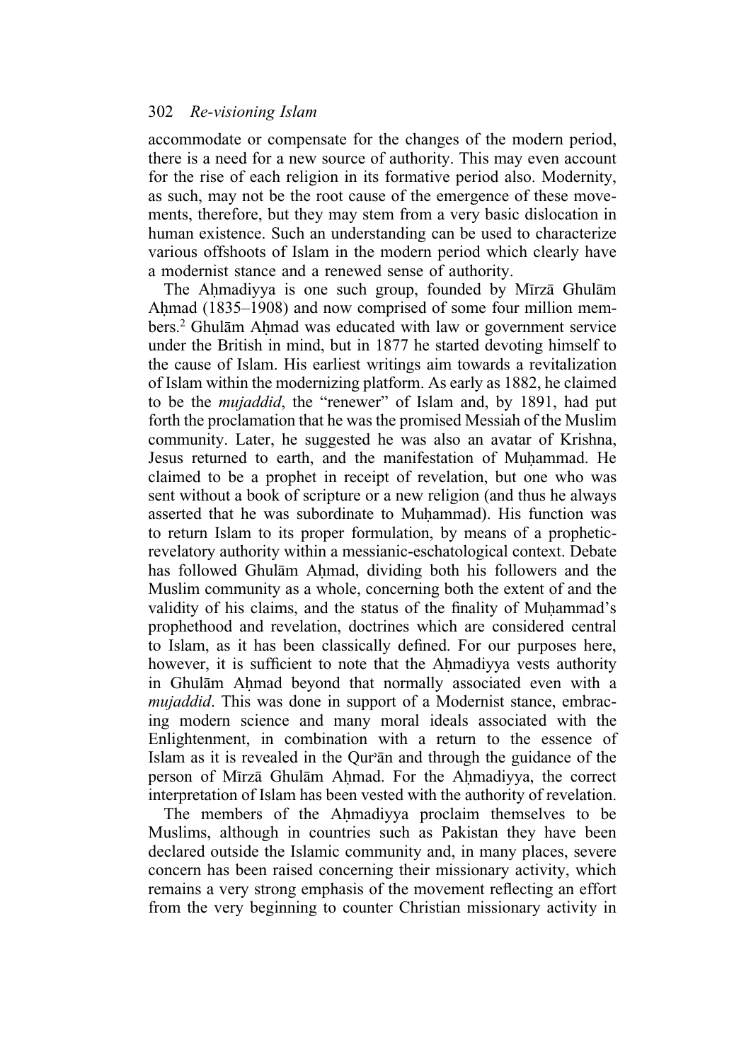accommodate or compensate for the changes of the modern period, there is a need for a new source of authority. This may even account for the rise of each religion in its formative period also. Modernity, as such, may not be the root cause of the emergence of these movements, therefore, but they may stem from a very basic dislocation in human existence. Such an understanding can be used to characterize various offshoots of Islam in the modern period which clearly have a modernist stance and a renewed sense of authority.

The Aḥmadiyya is one such group, founded by Mīrzā Ghulām Aḥmad (1835–1908) and now comprised of some four million members.[2] Ghulām Aḥmad was educated with law or government service under the British in mind, but in 1877 he started devoting himself to the cause of Islam. His earliest writings aim towards a revitalization of Islam within the modernizing platform. As early as 1882, he claimed to be the *mujaddid*, the "renewer" of Islam and, by 1891, had put forth the proclamation that he was the promised Messiah of the Muslim community. Later, he suggested he was also an avatar of Krishna, Jesus returned to earth, and the manifestation of Muḥammad. He claimed to be a prophet in receipt of revelation, but one who was sent without a book of scripture or a new religion (and thus he always asserted that he was subordinate to Muḥammad). His function was to return Islam to its proper formulation, by means of a prophetic-revelatory authority within a messianic-eschatological context. Debate has followed Ghulām Aḥmad, dividing both his followers and the Muslim community as a whole, concerning both the extent of and the validity of his claims, and the status of the finality of Muḥammad's prophethood and revelation, doctrines which are considered central to Islam, as it has been classically defined. For our purposes here, however, it is sufficient to note that the Aḥmadiyya vests authority in Ghulām Aḥmad beyond that normally associated even with a *mujaddid*. This was done in support of a Modernist stance, embracing modern science and many moral ideals associated with the Enlightenment, in combination with a return to the essence of Islam as it is revealed in the Qurʾān and through the guidance of the person of Mīrzā Ghulām Aḥmad. For the Aḥmadiyya, the correct interpretation of Islam has been vested with the authority of revelation.

The members of the Aḥmadiyya proclaim themselves to be Muslims, although in countries such as Pakistan they have been declared outside the Islamic community and, in many places, severe concern has been raised concerning their missionary activity, which remains a very strong emphasis of the movement reflecting an effort from the very beginning to counter Christian missionary activity in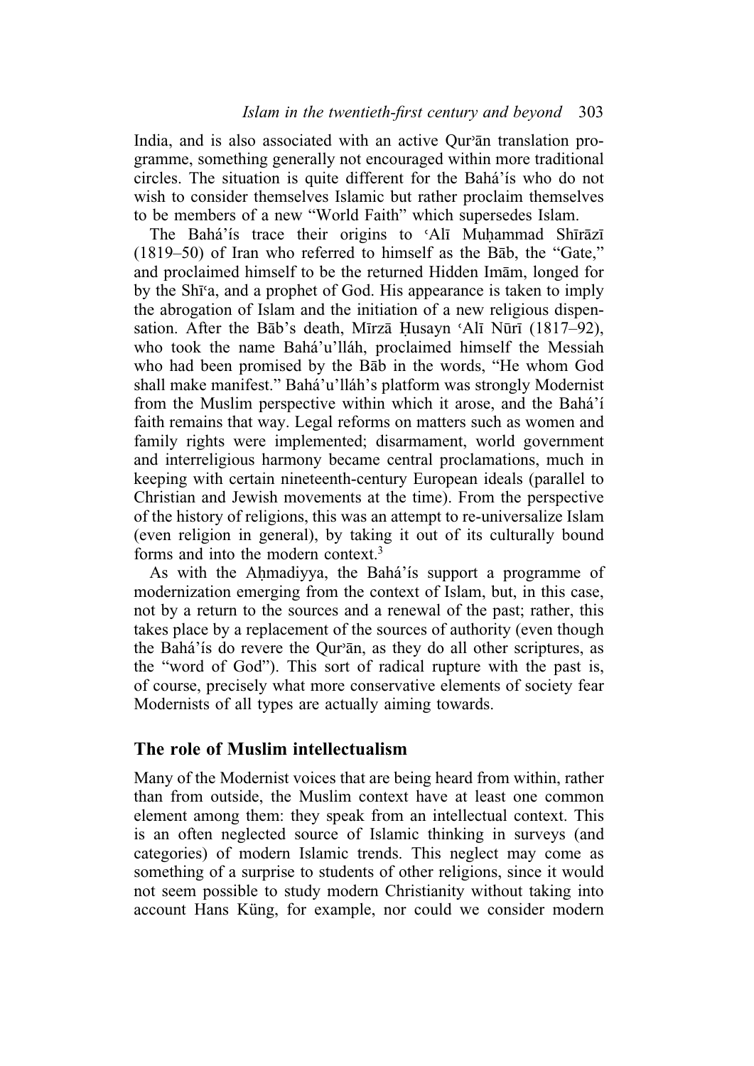India, and is also associated with an active Qurʾān translation programme, something generally not encouraged within more traditional circles. The situation is quite different for the Bahá'ís who do not wish to consider themselves Islamic but rather proclaim themselves to be members of a new "World Faith" which supersedes Islam.

The Bahá'ís trace their origins to ʿAlī Muḥammad Shīrāzī (1819–50) of Iran who referred to himself as the Bāb, the "Gate," and proclaimed himself to be the returned Hidden Imām, longed for by the Shīʿa, and a prophet of God. His appearance is taken to imply the abrogation of Islam and the initiation of a new religious dispensation. After the Bāb's death, Mīrzā Ḥusayn ʿAlī Nūrī (1817–92), who took the name Bahá'u'lláh, proclaimed himself the Messiah who had been promised by the Bāb in the words, "He whom God shall make manifest." Bahá'u'lláh's platform was strongly Modernist from the Muslim perspective within which it arose, and the Bahá'í faith remains that way. Legal reforms on matters such as women and family rights were implemented; disarmament, world government and interreligious harmony became central proclamations, much in keeping with certain nineteenth-century European ideals (parallel to Christian and Jewish movements at the time). From the perspective of the history of religions, this was an attempt to re-universalize Islam (even religion in general), by taking it out of its culturally bound forms and into the modern context.[3]

As with the Aḥmadiyya, the Bahá'ís support a programme of modernization emerging from the context of Islam, but, in this case, not by a return to the sources and a renewal of the past; rather, this takes place by a replacement of the sources of authority (even though the Bahá'ís do revere the Qurʾān, as they do all other scriptures, as the "word of God"). This sort of radical rupture with the past is, of course, precisely what more conservative elements of society fear Modernists of all types are actually aiming towards.

## The role of Muslim intellectualism

Many of the Modernist voices that are being heard from within, rather than from outside, the Muslim context have at least one common element among them: they speak from an intellectual context. This is an often neglected source of Islamic thinking in surveys (and categories) of modern Islamic trends. This neglect may come as something of a surprise to students of other religions, since it would not seem possible to study modern Christianity without taking into account Hans Küng, for example, nor could we consider modern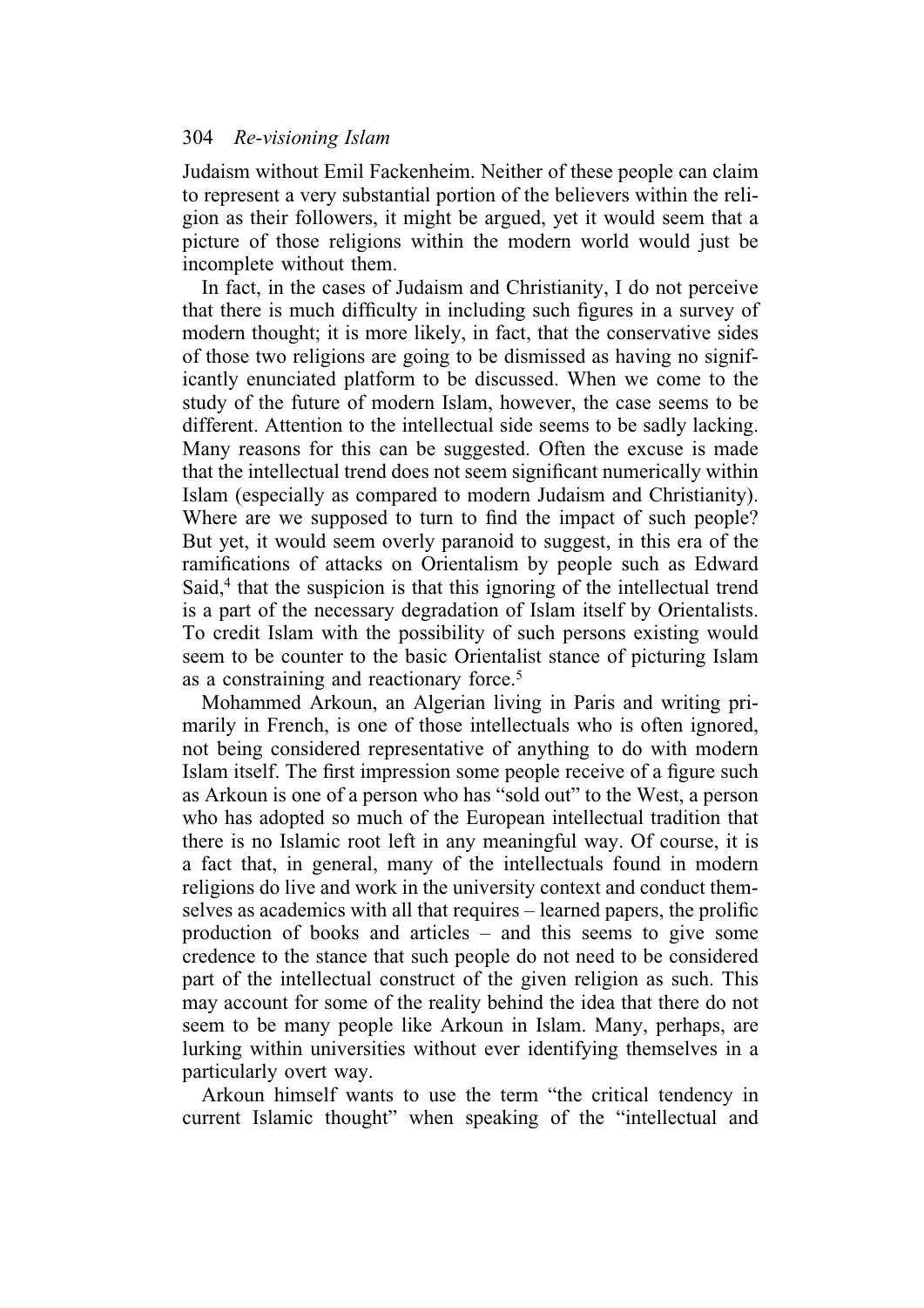Judaism without Emil Fackenheim. Neither of these people can claim to represent a very substantial portion of the believers within the religion as their followers, it might be argued, yet it would seem that a picture of those religions within the modern world would just be incomplete without them.

In fact, in the cases of Judaism and Christianity, I do not perceive that there is much difficulty in including such figures in a survey of modern thought; it is more likely, in fact, that the conservative sides of those two religions are going to be dismissed as having no significantly enunciated platform to be discussed. When we come to the study of the future of modern Islam, however, the case seems to be different. Attention to the intellectual side seems to be sadly lacking. Many reasons for this can be suggested. Often the excuse is made that the intellectual trend does not seem significant numerically within Islam (especially as compared to modern Judaism and Christianity). Where are we supposed to turn to find the impact of such people? But yet, it would seem overly paranoid to suggest, in this era of the ramifications of attacks on Orientalism by people such as Edward Said,[4] that the suspicion is that this ignoring of the intellectual trend is a part of the necessary degradation of Islam itself by Orientalists. To credit Islam with the possibility of such persons existing would seem to be counter to the basic Orientalist stance of picturing Islam as a constraining and reactionary force.[5]

Mohammed Arkoun, an Algerian living in Paris and writing primarily in French, is one of those intellectuals who is often ignored, not being considered representative of anything to do with modern Islam itself. The first impression some people receive of a figure such as Arkoun is one of a person who has "sold out" to the West, a person who has adopted so much of the European intellectual tradition that there is no Islamic root left in any meaningful way. Of course, it is a fact that, in general, many of the intellectuals found in modern religions do live and work in the university context and conduct themselves as academics with all that requires – learned papers, the prolific production of books and articles – and this seems to give some credence to the stance that such people do not need to be considered part of the intellectual construct of the given religion as such. This may account for some of the reality behind the idea that there do not seem to be many people like Arkoun in Islam. Many, perhaps, are lurking within universities without ever identifying themselves in a particularly overt way.

Arkoun himself wants to use the term "the critical tendency in current Islamic thought" when speaking of the "intellectual and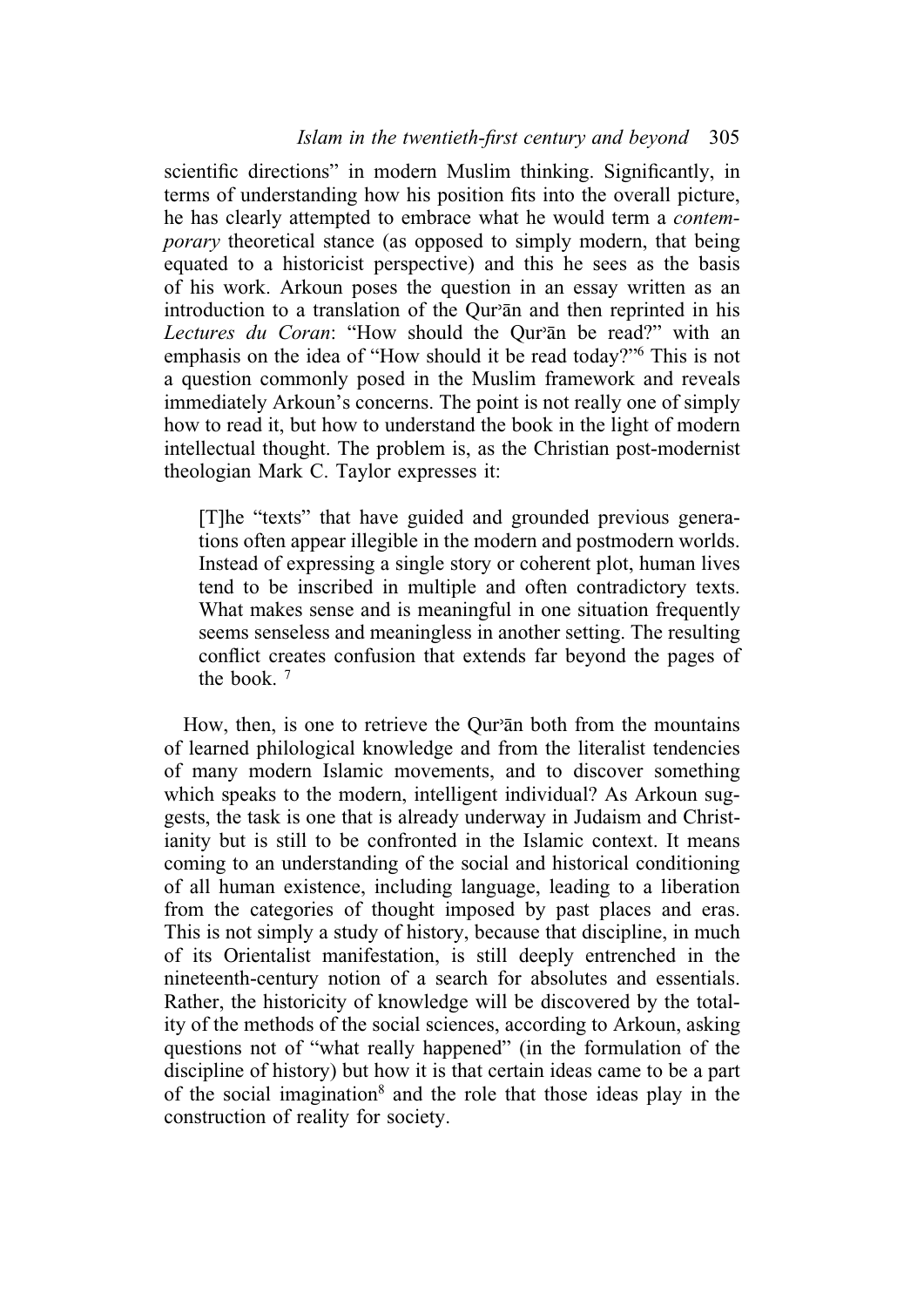scientific directions" in modern Muslim thinking. Significantly, in terms of understanding how his position fits into the overall picture, he has clearly attempted to embrace what he would term a *contemporary* theoretical stance (as opposed to simply modern, that being equated to a historicist perspective) and this he sees as the basis of his work. Arkoun poses the question in an essay written as an introduction to a translation of the Qurʾān and then reprinted in his *Lectures du Coran*: "How should the Qurʾān be read?" with an emphasis on the idea of "How should it be read today?"[6] This is not a question commonly posed in the Muslim framework and reveals immediately Arkoun's concerns. The point is not really one of simply how to read it, but how to understand the book in the light of modern intellectual thought. The problem is, as the Christian post-modernist theologian Mark C. Taylor expresses it:

> [T]he "texts" that have guided and grounded previous generations often appear illegible in the modern and postmodern worlds. Instead of expressing a single story or coherent plot, human lives tend to be inscribed in multiple and often contradictory texts. What makes sense and is meaningful in one situation frequently seems senseless and meaningless in another setting. The resulting conflict creates confusion that extends far beyond the pages of the book. [7]

How, then, is one to retrieve the Qurʾān both from the mountains of learned philological knowledge and from the literalist tendencies of many modern Islamic movements, and to discover something which speaks to the modern, intelligent individual? As Arkoun suggests, the task is one that is already underway in Judaism and Christianity but is still to be confronted in the Islamic context. It means coming to an understanding of the social and historical conditioning of all human existence, including language, leading to a liberation from the categories of thought imposed by past places and eras. This is not simply a study of history, because that discipline, in much of its Orientalist manifestation, is still deeply entrenched in the nineteenth-century notion of a search for absolutes and essentials. Rather, the historicity of knowledge will be discovered by the totality of the methods of the social sciences, according to Arkoun, asking questions not of "what really happened" (in the formulation of the discipline of history) but how it is that certain ideas came to be a part of the social imagination[8] and the role that those ideas play in the construction of reality for society.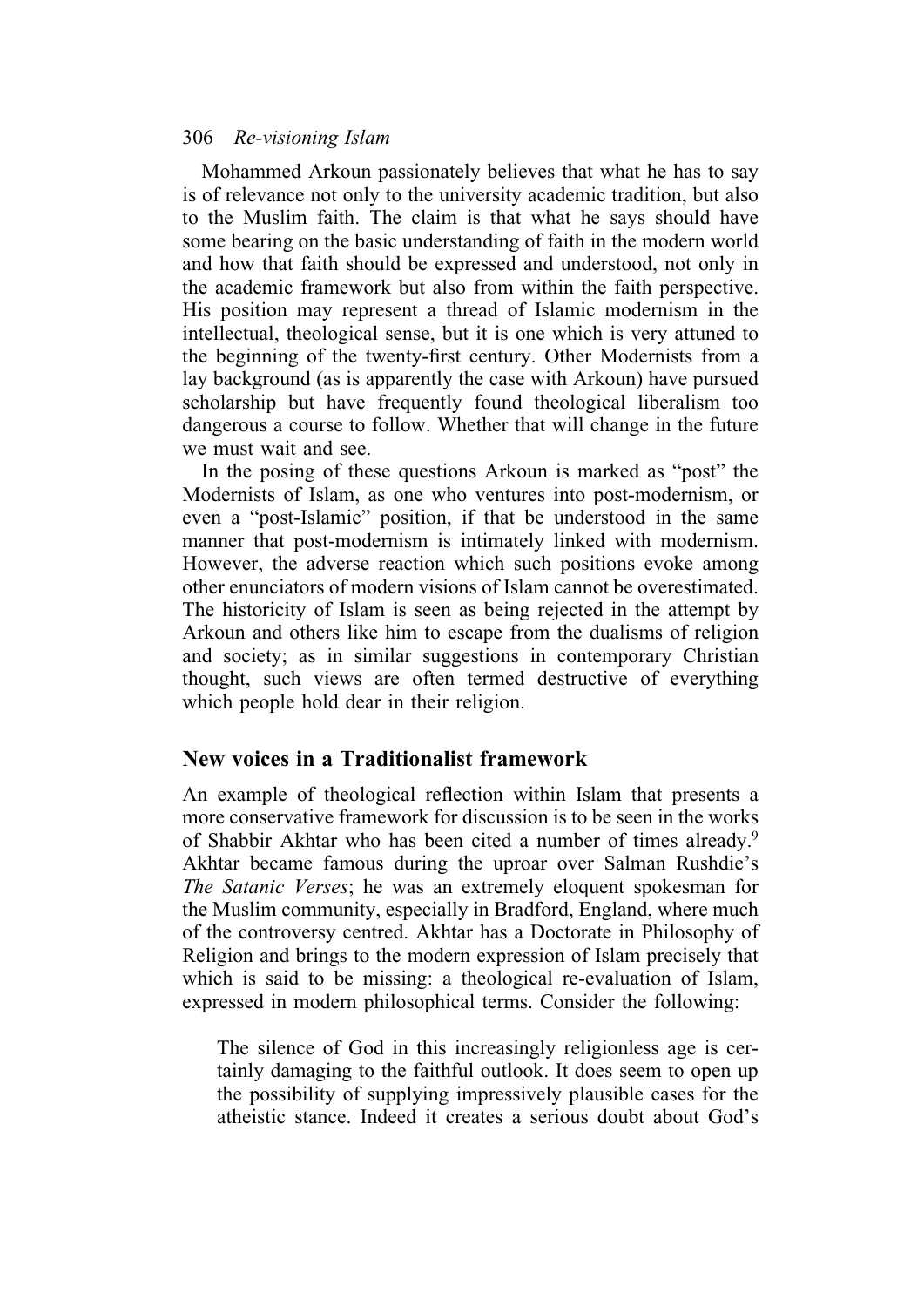Mohammed Arkoun passionately believes that what he has to say is of relevance not only to the university academic tradition, but also to the Muslim faith. The claim is that what he says should have some bearing on the basic understanding of faith in the modern world and how that faith should be expressed and understood, not only in the academic framework but also from within the faith perspective. His position may represent a thread of Islamic modernism in the intellectual, theological sense, but it is one which is very attuned to the beginning of the twenty-first century. Other Modernists from a lay background (as is apparently the case with Arkoun) have pursued scholarship but have frequently found theological liberalism too dangerous a course to follow. Whether that will change in the future we must wait and see.

In the posing of these questions Arkoun is marked as "post" the Modernists of Islam, as one who ventures into post-modernism, or even a "post-Islamic" position, if that be understood in the same manner that post-modernism is intimately linked with modernism. However, the adverse reaction which such positions evoke among other enunciators of modern visions of Islam cannot be overestimated. The historicity of Islam is seen as being rejected in the attempt by Arkoun and others like him to escape from the dualisms of religion and society; as in similar suggestions in contemporary Christian thought, such views are often termed destructive of everything which people hold dear in their religion.

## New voices in a Traditionalist framework

An example of theological reflection within Islam that presents a more conservative framework for discussion is to be seen in the works of Shabbir Akhtar who has been cited a number of times already.[9] Akhtar became famous during the uproar over Salman Rushdie's *The Satanic Verses*; he was an extremely eloquent spokesman for the Muslim community, especially in Bradford, England, where much of the controversy centred. Akhtar has a Doctorate in Philosophy of Religion and brings to the modern expression of Islam precisely that which is said to be missing: a theological re-evaluation of Islam, expressed in modern philosophical terms. Consider the following:

> The silence of God in this increasingly religionless age is certainly damaging to the faithful outlook. It does seem to open up the possibility of supplying impressively plausible cases for the atheistic stance. Indeed it creates a serious doubt about God's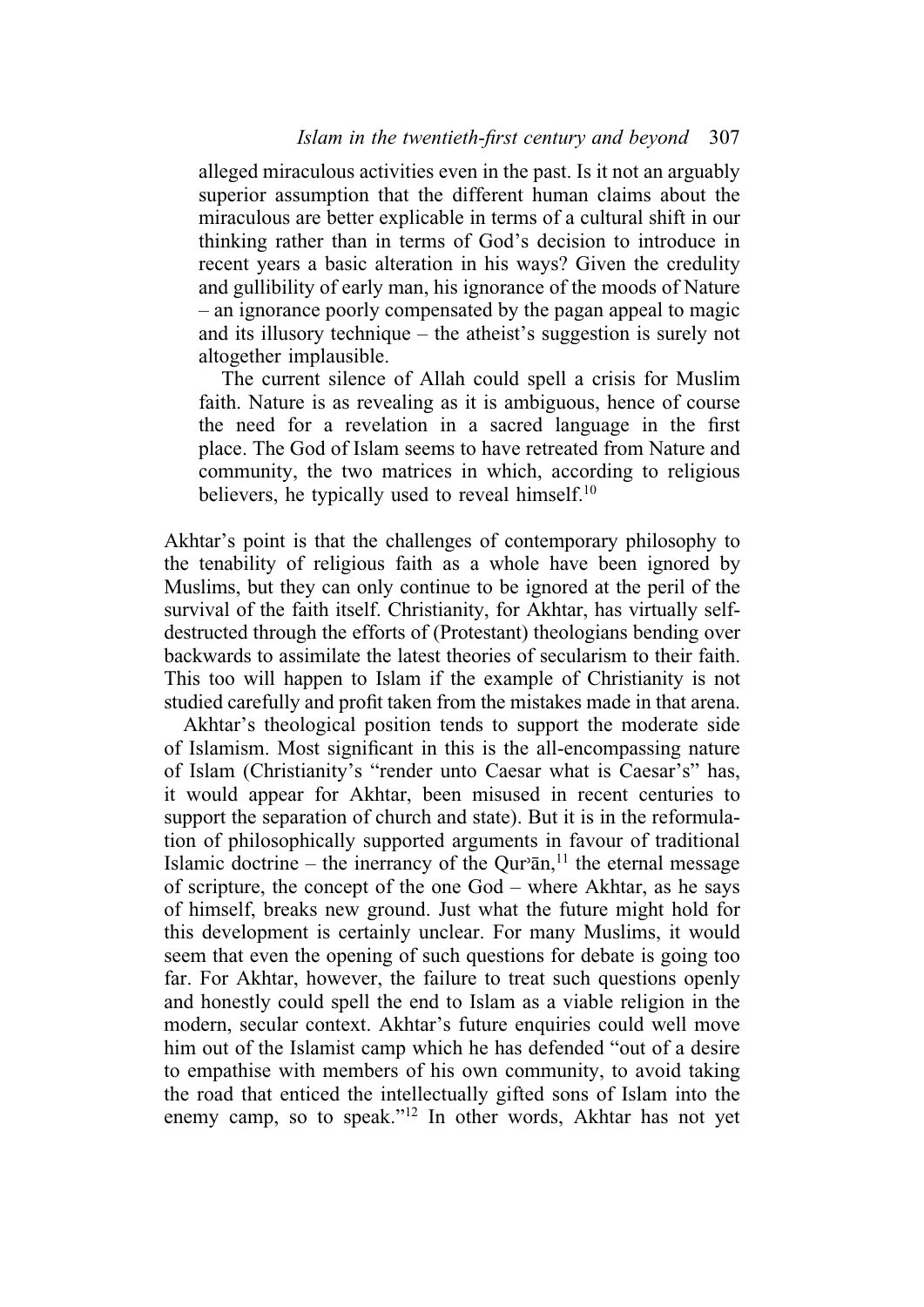> alleged miraculous activities even in the past. Is it not an arguably superior assumption that the different human claims about the miraculous are better explicable in terms of a cultural shift in our thinking rather than in terms of God's decision to introduce in recent years a basic alteration in his ways? Given the credulity and gullibility of early man, his ignorance of the moods of Nature – an ignorance poorly compensated by the pagan appeal to magic and its illusory technique – the atheist's suggestion is surely not altogether implausible.
>
> The current silence of Allah could spell a crisis for Muslim faith. Nature is as revealing as it is ambiguous, hence of course the need for a revelation in a sacred language in the first place. The God of Islam seems to have retreated from Nature and community, the two matrices in which, according to religious believers, he typically used to reveal himself.[10]

Akhtar's point is that the challenges of contemporary philosophy to the tenability of religious faith as a whole have been ignored by Muslims, but they can only continue to be ignored at the peril of the survival of the faith itself. Christianity, for Akhtar, has virtually self-destructed through the efforts of (Protestant) theologians bending over backwards to assimilate the latest theories of secularism to their faith. This too will happen to Islam if the example of Christianity is not studied carefully and profit taken from the mistakes made in that arena.

Akhtar's theological position tends to support the moderate side of Islamism. Most significant in this is the all-encompassing nature of Islam (Christianity's "render unto Caesar what is Caesar's" has, it would appear for Akhtar, been misused in recent centuries to support the separation of church and state). But it is in the reformulation of philosophically supported arguments in favour of traditional Islamic doctrine – the inerrancy of the Qurʾān,[11] the eternal message of scripture, the concept of the one God – where Akhtar, as he says of himself, breaks new ground. Just what the future might hold for this development is certainly unclear. For many Muslims, it would seem that even the opening of such questions for debate is going too far. For Akhtar, however, the failure to treat such questions openly and honestly could spell the end to Islam as a viable religion in the modern, secular context. Akhtar's future enquiries could well move him out of the Islamist camp which he has defended "out of a desire to empathise with members of his own community, to avoid taking the road that enticed the intellectually gifted sons of Islam into the enemy camp, so to speak."[12] In other words, Akhtar has not yet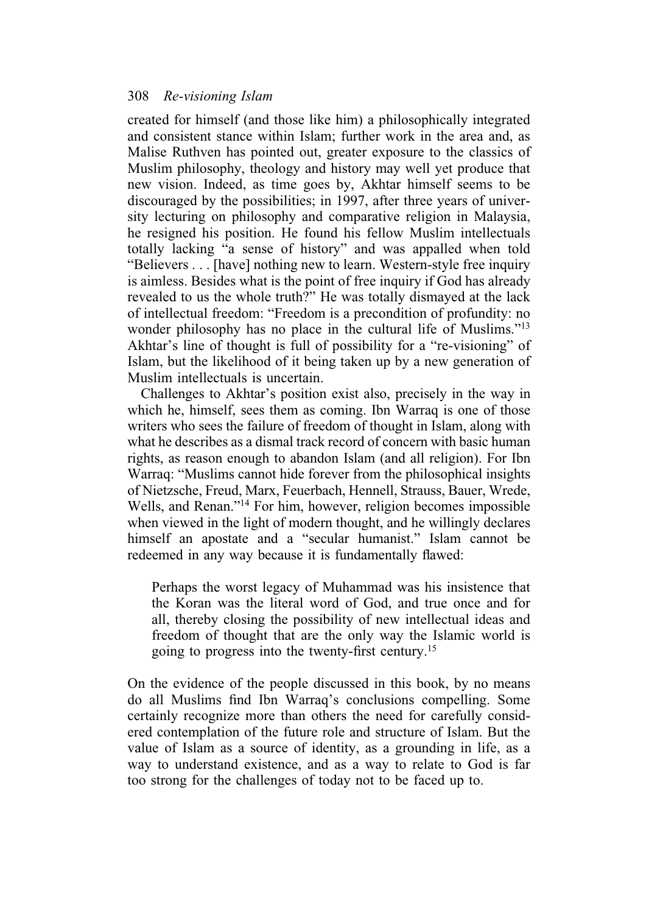created for himself (and those like him) a philosophically integrated and consistent stance within Islam; further work in the area and, as Malise Ruthven has pointed out, greater exposure to the classics of Muslim philosophy, theology and history may well yet produce that new vision. Indeed, as time goes by, Akhtar himself seems to be discouraged by the possibilities; in 1997, after three years of university lecturing on philosophy and comparative religion in Malaysia, he resigned his position. He found his fellow Muslim intellectuals totally lacking "a sense of history" and was appalled when told "Believers . . . [have] nothing new to learn. Western-style free inquiry is aimless. Besides what is the point of free inquiry if God has already revealed to us the whole truth?" He was totally dismayed at the lack of intellectual freedom: "Freedom is a precondition of profundity: no wonder philosophy has no place in the cultural life of Muslims."[13] Akhtar's line of thought is full of possibility for a "re-visioning" of Islam, but the likelihood of it being taken up by a new generation of Muslim intellectuals is uncertain.

Challenges to Akhtar's position exist also, precisely in the way in which he, himself, sees them as coming. Ibn Warraq is one of those writers who sees the failure of freedom of thought in Islam, along with what he describes as a dismal track record of concern with basic human rights, as reason enough to abandon Islam (and all religion). For Ibn Warraq: "Muslims cannot hide forever from the philosophical insights of Nietzsche, Freud, Marx, Feuerbach, Hennell, Strauss, Bauer, Wrede, Wells, and Renan."[14] For him, however, religion becomes impossible when viewed in the light of modern thought, and he willingly declares himself an apostate and a "secular humanist." Islam cannot be redeemed in any way because it is fundamentally flawed:

> Perhaps the worst legacy of Muhammad was his insistence that the Koran was the literal word of God, and true once and for all, thereby closing the possibility of new intellectual ideas and freedom of thought that are the only way the Islamic world is going to progress into the twenty-first century.[15]

On the evidence of the people discussed in this book, by no means do all Muslims find Ibn Warraq's conclusions compelling. Some certainly recognize more than others the need for carefully considered contemplation of the future role and structure of Islam. But the value of Islam as a source of identity, as a grounding in life, as a way to understand existence, and as a way to relate to God is far too strong for the challenges of today not to be faced up to.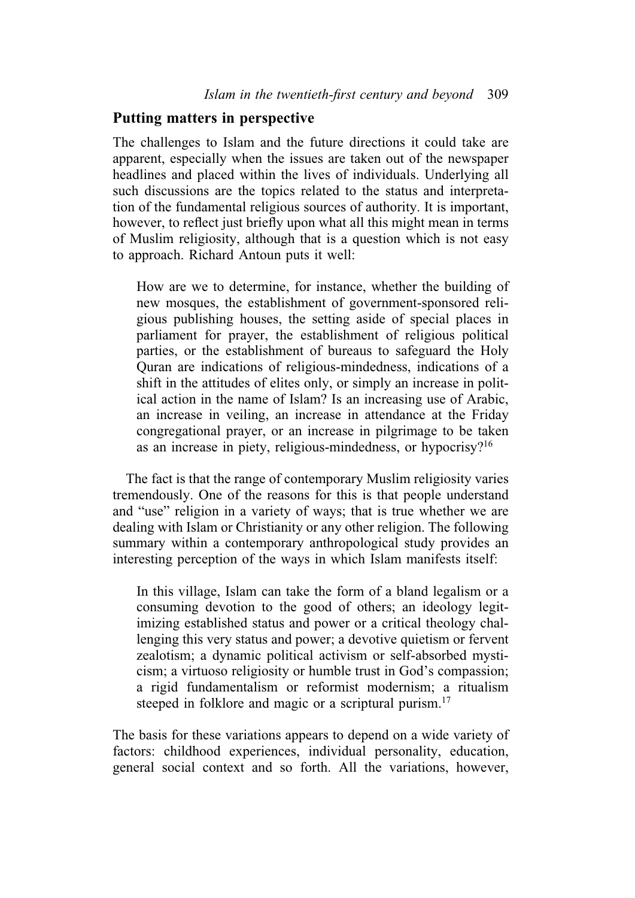## Putting matters in perspective

The challenges to Islam and the future directions it could take are apparent, especially when the issues are taken out of the newspaper headlines and placed within the lives of individuals. Underlying all such discussions are the topics related to the status and interpretation of the fundamental religious sources of authority. It is important, however, to reflect just briefly upon what all this might mean in terms of Muslim religiosity, although that is a question which is not easy to approach. Richard Antoun puts it well:

> How are we to determine, for instance, whether the building of new mosques, the establishment of government-sponsored religious publishing houses, the setting aside of special places in parliament for prayer, the establishment of religious political parties, or the establishment of bureaus to safeguard the Holy Quran are indications of religious-mindedness, indications of a shift in the attitudes of elites only, or simply an increase in political action in the name of Islam? Is an increasing use of Arabic, an increase in veiling, an increase in attendance at the Friday congregational prayer, or an increase in pilgrimage to be taken as an increase in piety, religious-mindedness, or hypocrisy?[16]

The fact is that the range of contemporary Muslim religiosity varies tremendously. One of the reasons for this is that people understand and "use" religion in a variety of ways; that is true whether we are dealing with Islam or Christianity or any other religion. The following summary within a contemporary anthropological study provides an interesting perception of the ways in which Islam manifests itself:

> In this village, Islam can take the form of a bland legalism or a consuming devotion to the good of others; an ideology legitimizing established status and power or a critical theology challenging this very status and power; a devotive quietism or fervent zealotism; a dynamic political activism or self-absorbed mysticism; a virtuoso religiosity or humble trust in God's compassion; a rigid fundamentalism or reformist modernism; a ritualism steeped in folklore and magic or a scriptural purism.[17]

The basis for these variations appears to depend on a wide variety of factors: childhood experiences, individual personality, education, general social context and so forth. All the variations, however,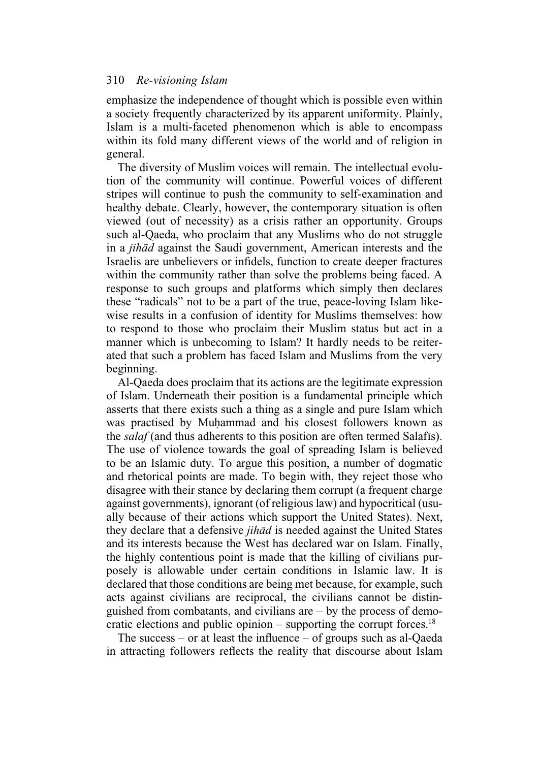emphasize the independence of thought which is possible even within a society frequently characterized by its apparent uniformity. Plainly, Islam is a multi-faceted phenomenon which is able to encompass within its fold many different views of the world and of religion in general.

The diversity of Muslim voices will remain. The intellectual evolution of the community will continue. Powerful voices of different stripes will continue to push the community to self-examination and healthy debate. Clearly, however, the contemporary situation is often viewed (out of necessity) as a crisis rather an opportunity. Groups such al-Qaeda, who proclaim that any Muslims who do not struggle in a *jihād* against the Saudi government, American interests and the Israelis are unbelievers or infidels, function to create deeper fractures within the community rather than solve the problems being faced. A response to such groups and platforms which simply then declares these "radicals" not to be a part of the true, peace-loving Islam likewise results in a confusion of identity for Muslims themselves: how to respond to those who proclaim their Muslim status but act in a manner which is unbecoming to Islam? It hardly needs to be reiterated that such a problem has faced Islam and Muslims from the very beginning.

Al-Qaeda does proclaim that its actions are the legitimate expression of Islam. Underneath their position is a fundamental principle which asserts that there exists such a thing as a single and pure Islam which was practised by Muḥammad and his closest followers known as the *salaf* (and thus adherents to this position are often termed Salafīs). The use of violence towards the goal of spreading Islam is believed to be an Islamic duty. To argue this position, a number of dogmatic and rhetorical points are made. To begin with, they reject those who disagree with their stance by declaring them corrupt (a frequent charge against governments), ignorant (of religious law) and hypocritical (usually because of their actions which support the United States). Next, they declare that a defensive *jihād* is needed against the United States and its interests because the West has declared war on Islam. Finally, the highly contentious point is made that the killing of civilians purposely is allowable under certain conditions in Islamic law. It is declared that those conditions are being met because, for example, such acts against civilians are reciprocal, the civilians cannot be distinguished from combatants, and civilians are – by the process of democratic elections and public opinion – supporting the corrupt forces.[18]

The success – or at least the influence – of groups such as al-Qaeda in attracting followers reflects the reality that discourse about Islam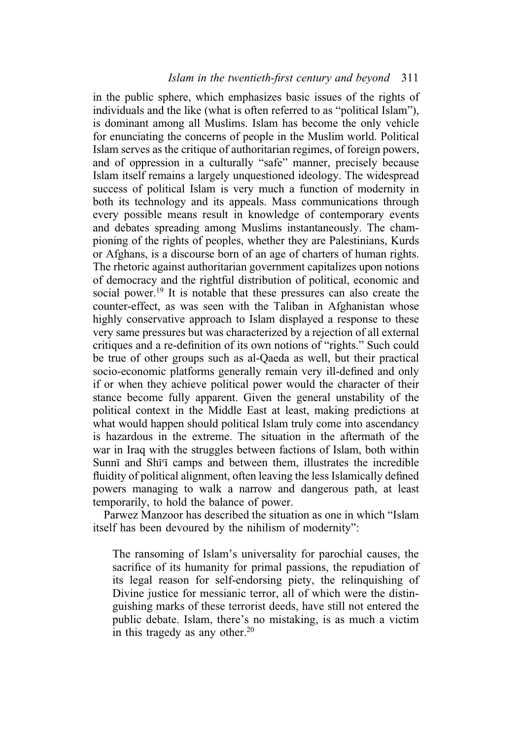in the public sphere, which emphasizes basic issues of the rights of individuals and the like (what is often referred to as "political Islam"), is dominant among all Muslims. Islam has become the only vehicle for enunciating the concerns of people in the Muslim world. Political Islam serves as the critique of authoritarian regimes, of foreign powers, and of oppression in a culturally "safe" manner, precisely because Islam itself remains a largely unquestioned ideology. The widespread success of political Islam is very much a function of modernity in both its technology and its appeals. Mass communications through every possible means result in knowledge of contemporary events and debates spreading among Muslims instantaneously. The championing of the rights of peoples, whether they are Palestinians, Kurds or Afghans, is a discourse born of an age of charters of human rights. The rhetoric against authoritarian government capitalizes upon notions of democracy and the rightful distribution of political, economic and social power.[19] It is notable that these pressures can also create the counter-effect, as was seen with the Taliban in Afghanistan whose highly conservative approach to Islam displayed a response to these very same pressures but was characterized by a rejection of all external critiques and a re-definition of its own notions of "rights." Such could be true of other groups such as al-Qaeda as well, but their practical socio-economic platforms generally remain very ill-defined and only if or when they achieve political power would the character of their stance become fully apparent. Given the general unstability of the political context in the Middle East at least, making predictions at what would happen should political Islam truly come into ascendancy is hazardous in the extreme. The situation in the aftermath of the war in Iraq with the struggles between factions of Islam, both within Sunnī and Shīʿī camps and between them, illustrates the incredible fluidity of political alignment, often leaving the less Islamically defined powers managing to walk a narrow and dangerous path, at least temporarily, to hold the balance of power.

Parwez Manzoor has described the situation as one in which "Islam itself has been devoured by the nihilism of modernity":

> The ransoming of Islam's universality for parochial causes, the sacrifice of its humanity for primal passions, the repudiation of its legal reason for self-endorsing piety, the relinquishing of Divine justice for messianic terror, all of which were the distinguishing marks of these terrorist deeds, have still not entered the public debate. Islam, there's no mistaking, is as much a victim in this tragedy as any other.[20]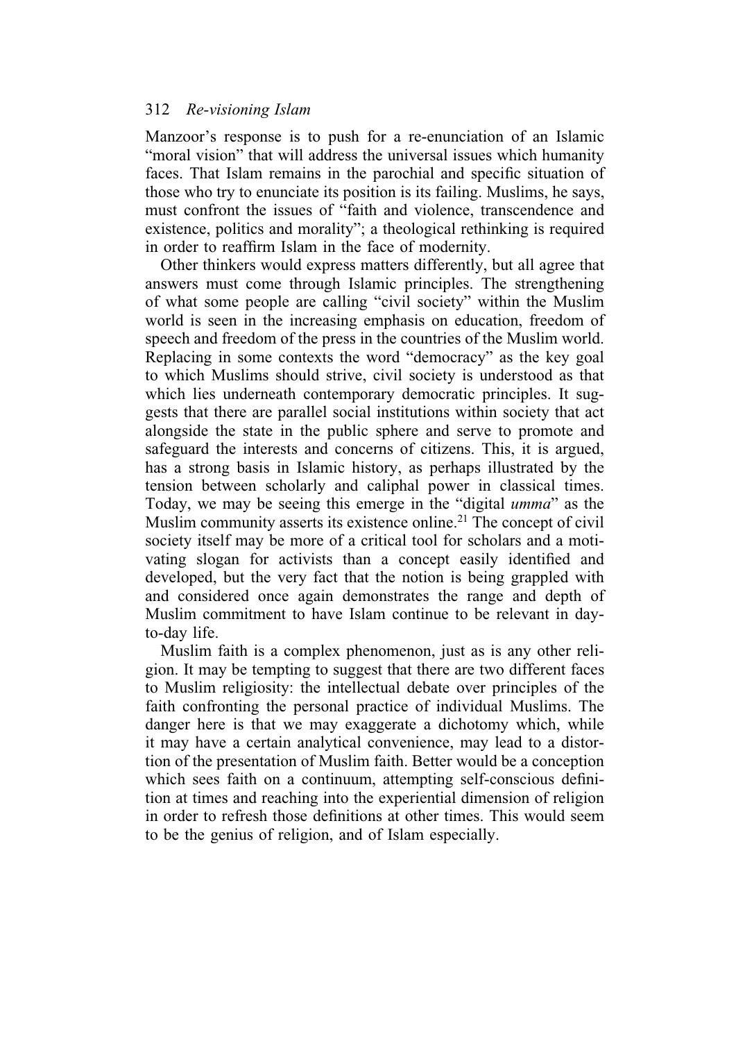Manzoor's response is to push for a re-enunciation of an Islamic "moral vision" that will address the universal issues which humanity faces. That Islam remains in the parochial and specific situation of those who try to enunciate its position is its failing. Muslims, he says, must confront the issues of "faith and violence, transcendence and existence, politics and morality"; a theological rethinking is required in order to reaffirm Islam in the face of modernity.

Other thinkers would express matters differently, but all agree that answers must come through Islamic principles. The strengthening of what some people are calling "civil society" within the Muslim world is seen in the increasing emphasis on education, freedom of speech and freedom of the press in the countries of the Muslim world. Replacing in some contexts the word "democracy" as the key goal to which Muslims should strive, civil society is understood as that which lies underneath contemporary democratic principles. It suggests that there are parallel social institutions within society that act alongside the state in the public sphere and serve to promote and safeguard the interests and concerns of citizens. This, it is argued, has a strong basis in Islamic history, as perhaps illustrated by the tension between scholarly and caliphal power in classical times. Today, we may be seeing this emerge in the "digital *umma*" as the Muslim community asserts its existence online.[21] The concept of civil society itself may be more of a critical tool for scholars and a motivating slogan for activists than a concept easily identified and developed, but the very fact that the notion is being grappled with and considered once again demonstrates the range and depth of Muslim commitment to have Islam continue to be relevant in day-to-day life.

Muslim faith is a complex phenomenon, just as is any other religion. It may be tempting to suggest that there are two different faces to Muslim religiosity: the intellectual debate over principles of the faith confronting the personal practice of individual Muslims. The danger here is that we may exaggerate a dichotomy which, while it may have a certain analytical convenience, may lead to a distortion of the presentation of Muslim faith. Better would be a conception which sees faith on a continuum, attempting self-conscious definition at times and reaching into the experiential dimension of religion in order to refresh those definitions at other times. This would seem to be the genius of religion, and of Islam especially.